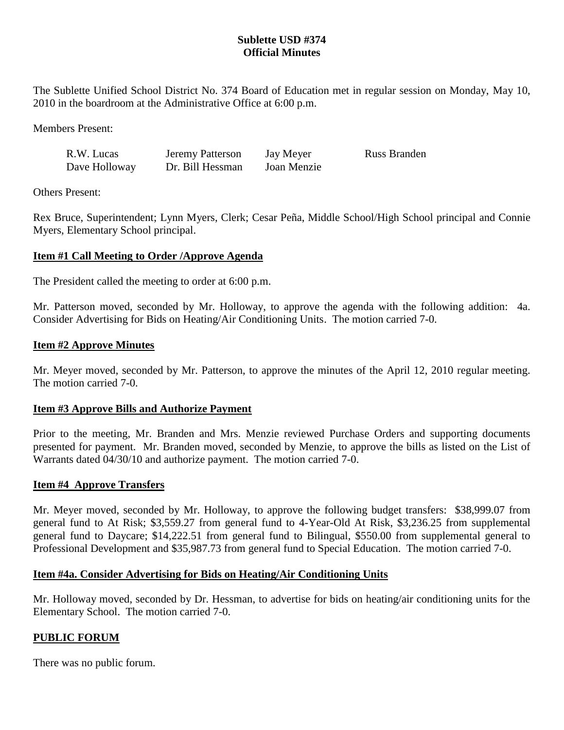**Sublette USD #374**
**Official Minutes**

The Sublette Unified School District No. 374 Board of Education met in regular session on Monday, May 10, 2010 in the boardroom at the Administrative Office at 6:00 p.m.

Members Present:

| | | | |
|---|---|---|---|
| R.W. Lucas | Jeremy Patterson | Jay Meyer | Russ Branden |
| Dave Holloway | Dr. Bill Hessman | Joan Menzie | |

Others Present:

Rex Bruce, Superintendent; Lynn Myers, Clerk; Cesar Peña, Middle School/High School principal and Connie Myers, Elementary School principal.

## Item #1 Call Meeting to Order /Approve Agenda

The President called the meeting to order at 6:00 p.m.

Mr. Patterson moved, seconded by Mr. Holloway, to approve the agenda with the following addition: 4a. Consider Advertising for Bids on Heating/Air Conditioning Units. The motion carried 7-0.

## Item #2 Approve Minutes

Mr. Meyer moved, seconded by Mr. Patterson, to approve the minutes of the April 12, 2010 regular meeting. The motion carried 7-0.

## Item #3 Approve Bills and Authorize Payment

Prior to the meeting, Mr. Branden and Mrs. Menzie reviewed Purchase Orders and supporting documents presented for payment. Mr. Branden moved, seconded by Menzie, to approve the bills as listed on the List of Warrants dated 04/30/10 and authorize payment. The motion carried 7-0.

## Item #4 Approve Transfers

Mr. Meyer moved, seconded by Mr. Holloway, to approve the following budget transfers: $38,999.07 from general fund to At Risk; $3,559.27 from general fund to 4-Year-Old At Risk, $3,236.25 from supplemental general fund to Daycare; $14,222.51 from general fund to Bilingual, $550.00 from supplemental general to Professional Development and $35,987.73 from general fund to Special Education. The motion carried 7-0.

## Item #4a. Consider Advertising for Bids on Heating/Air Conditioning Units

Mr. Holloway moved, seconded by Dr. Hessman, to advertise for bids on heating/air conditioning units for the Elementary School. The motion carried 7-0.

## PUBLIC FORUM

There was no public forum.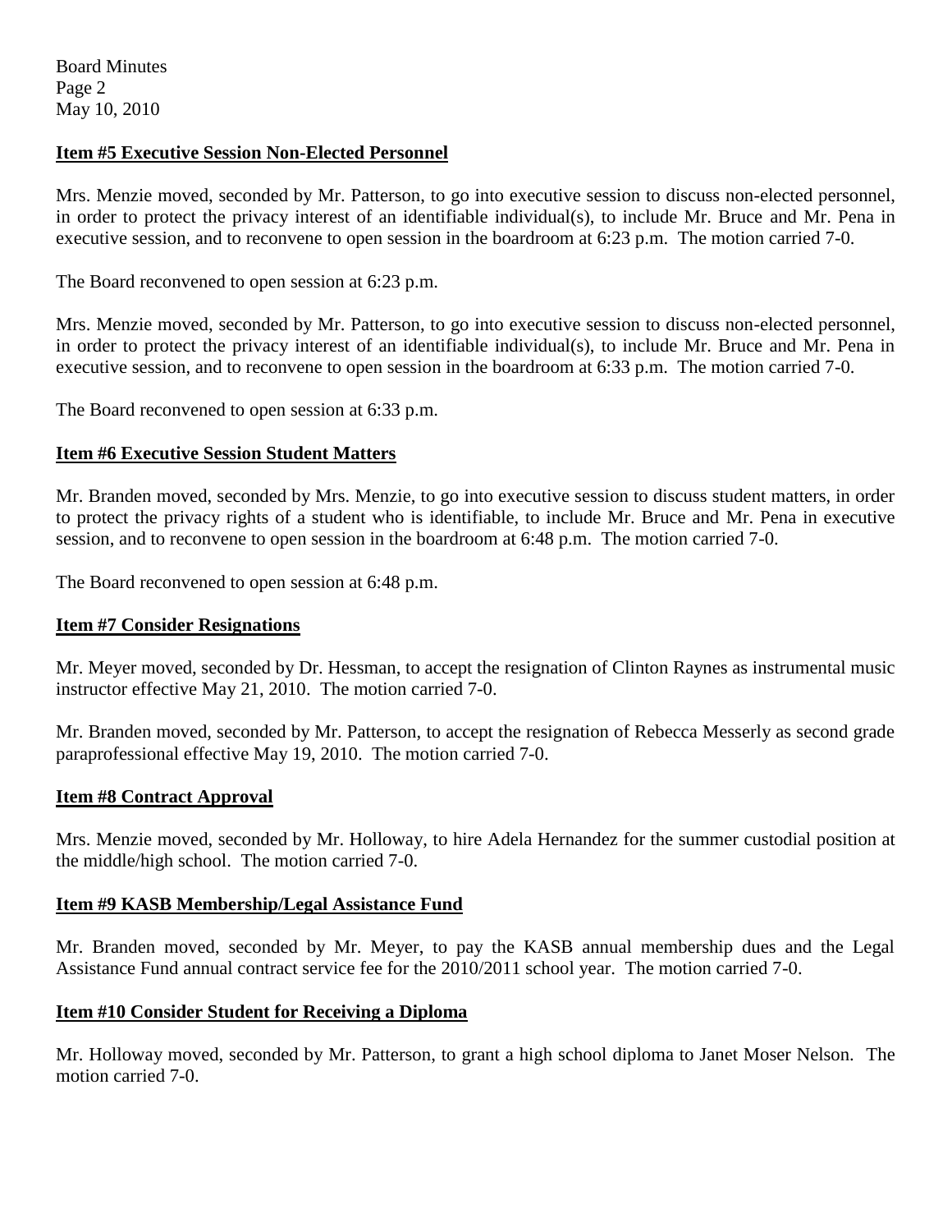## Item #5 Executive Session Non-Elected Personnel

Mrs. Menzie moved, seconded by Mr. Patterson, to go into executive session to discuss non-elected personnel, in order to protect the privacy interest of an identifiable individual(s), to include Mr. Bruce and Mr. Pena in executive session, and to reconvene to open session in the boardroom at 6:23 p.m. The motion carried 7-0.

The Board reconvened to open session at 6:23 p.m.

Mrs. Menzie moved, seconded by Mr. Patterson, to go into executive session to discuss non-elected personnel, in order to protect the privacy interest of an identifiable individual(s), to include Mr. Bruce and Mr. Pena in executive session, and to reconvene to open session in the boardroom at 6:33 p.m. The motion carried 7-0.

The Board reconvened to open session at 6:33 p.m.

## Item #6 Executive Session Student Matters

Mr. Branden moved, seconded by Mrs. Menzie, to go into executive session to discuss student matters, in order to protect the privacy rights of a student who is identifiable, to include Mr. Bruce and Mr. Pena in executive session, and to reconvene to open session in the boardroom at 6:48 p.m. The motion carried 7-0.

The Board reconvened to open session at 6:48 p.m.

## Item #7 Consider Resignations

Mr. Meyer moved, seconded by Dr. Hessman, to accept the resignation of Clinton Raynes as instrumental music instructor effective May 21, 2010. The motion carried 7-0.

Mr. Branden moved, seconded by Mr. Patterson, to accept the resignation of Rebecca Messerly as second grade paraprofessional effective May 19, 2010. The motion carried 7-0.

## Item #8 Contract Approval

Mrs. Menzie moved, seconded by Mr. Holloway, to hire Adela Hernandez for the summer custodial position at the middle/high school. The motion carried 7-0.

## Item #9 KASB Membership/Legal Assistance Fund

Mr. Branden moved, seconded by Mr. Meyer, to pay the KASB annual membership dues and the Legal Assistance Fund annual contract service fee for the 2010/2011 school year. The motion carried 7-0.

## Item #10 Consider Student for Receiving a Diploma

Mr. Holloway moved, seconded by Mr. Patterson, to grant a high school diploma to Janet Moser Nelson. The motion carried 7-0.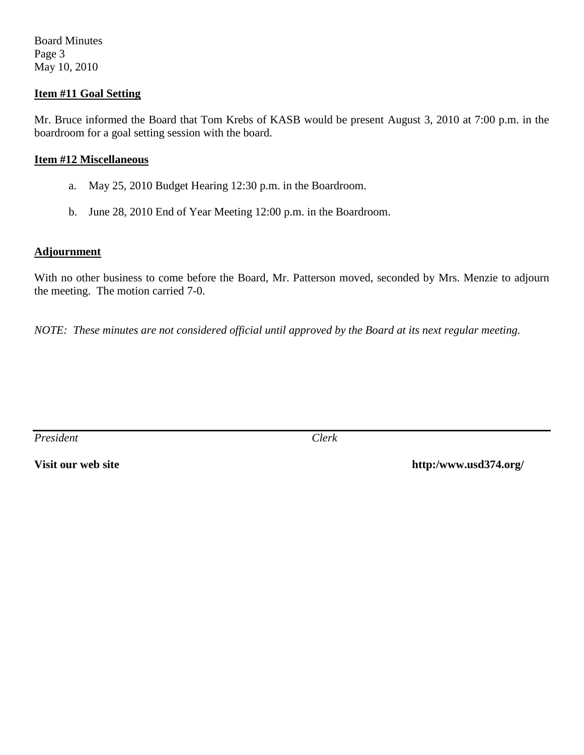## Item #11 Goal Setting

Mr. Bruce informed the Board that Tom Krebs of KASB would be present August 3, 2010 at 7:00 p.m. in the boardroom for a goal setting session with the board.

## Item #12 Miscellaneous

a. May 25, 2010 Budget Hearing 12:30 p.m. in the Boardroom.

b. June 28, 2010 End of Year Meeting 12:00 p.m. in the Boardroom.

## Adjournment

With no other business to come before the Board, Mr. Patterson moved, seconded by Mrs. Menzie to adjourn the meeting. The motion carried 7-0.

*NOTE: These minutes are not considered official until approved by the Board at its next regular meeting.*

*President* *Clerk*

**Visit our web site** **http:/www.usd374.org/**